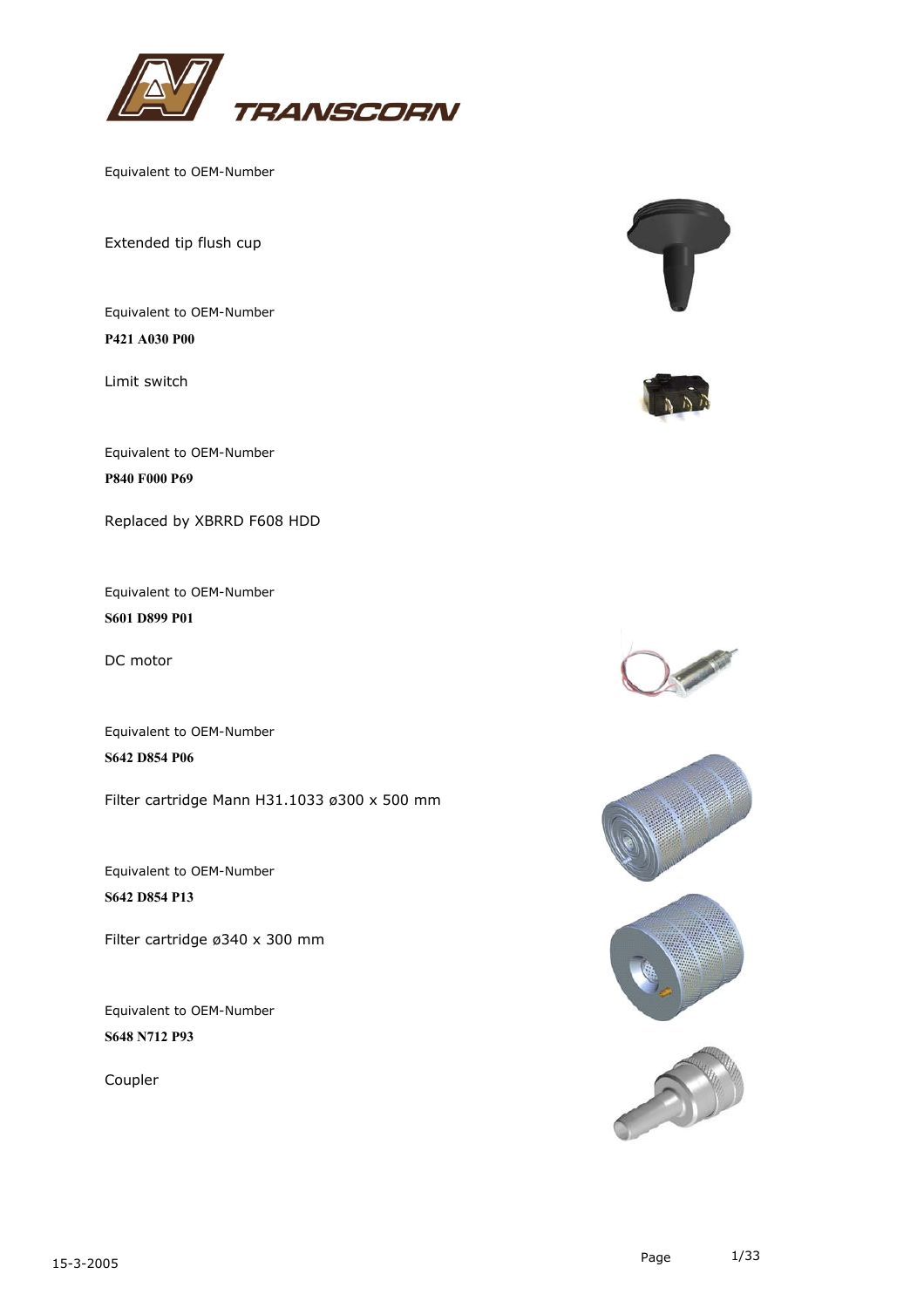TRANSCORN

Equivalent to OEM-Number

Extended tip flush cup

Equivalent to OEM-Number

**P421 A030 P00**

Limit switch

Equivalent to OEM-Number

**P840 F000 P69**

Replaced by XBRRD F608 HDD

Equivalent to OEM-Number

**S601 D899 P01**

DC motor

Equivalent to OEM-Number

**S642 D854 P06**

Filter cartridge Mann H31.1033 ø300 x 500 mm

Equivalent to OEM-Number

**S642 D854 P13**

Filter cartridge ø340 x 300 mm

Equivalent to OEM-Number

**S648 N712 P93**

Coupler

15-3-2005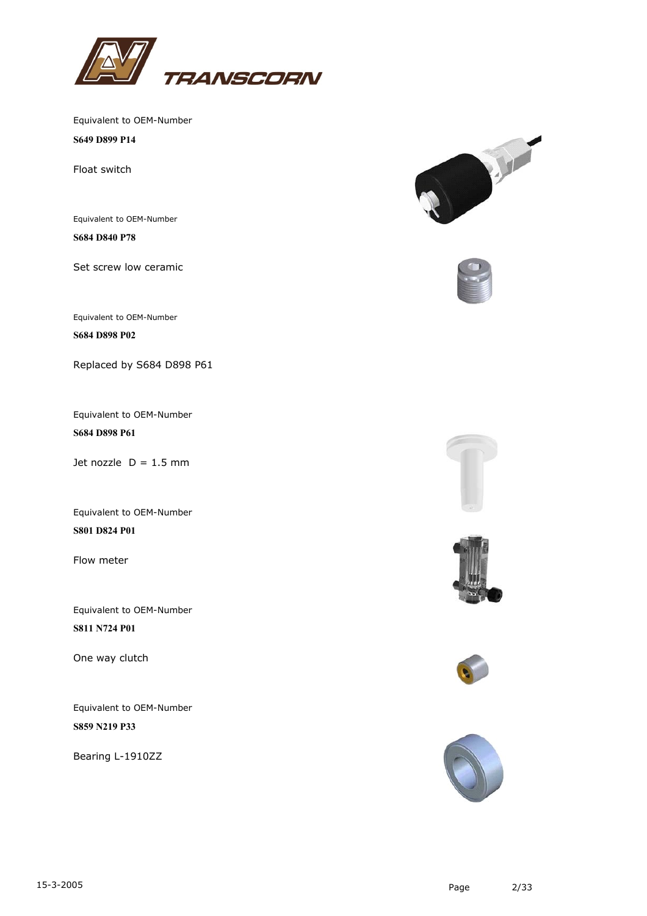Equivalent to OEM-Number

**S649 D899 P14**

Float switch

Equivalent to OEM-Number

**S684 D840 P78**

Set screw low ceramic

Equivalent to OEM-Number

**S684 D898 P02**

Replaced by S684 D898 P61

Equivalent to OEM-Number

**S684 D898 P61**

Jet nozzle  D = 1.5 mm

Equivalent to OEM-Number

**S801 D824 P01**

Flow meter

Equivalent to OEM-Number

**S811 N724 P01**

One way clutch

Equivalent to OEM-Number

**S859 N219 P33**

Bearing L-1910ZZ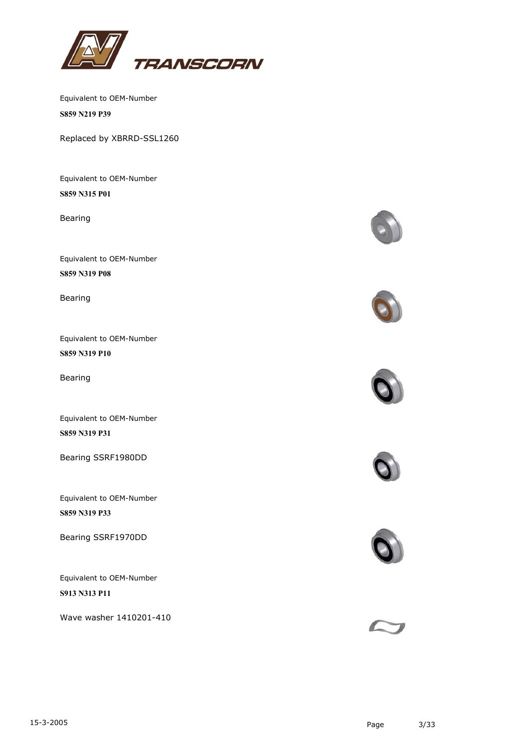Equivalent to OEM-Number

**S859 N219 P39**

Replaced by XBRRD-SSL1260

Equivalent to OEM-Number

**S859 N315 P01**

Bearing

Equivalent to OEM-Number

**S859 N319 P08**

Bearing

Equivalent to OEM-Number

**S859 N319 P10**

Bearing

Equivalent to OEM-Number

**S859 N319 P31**

Bearing SSRF1980DD

Equivalent to OEM-Number

**S859 N319 P33**

Bearing SSRF1970DD

Equivalent to OEM-Number

**S913 N313 P11**

Wave washer 1410201-410

15-3-2005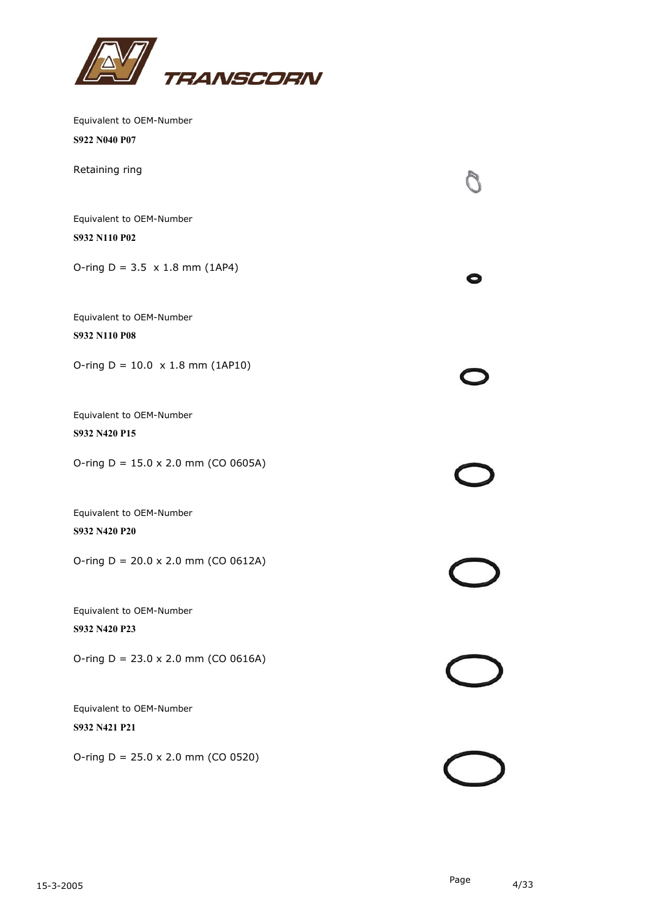Equivalent to OEM-Number

**S922 N040 P07**

Retaining ring

Equivalent to OEM-Number

**S932 N110 P02**

O-ring D = 3.5 x 1.8 mm (1AP4)

Equivalent to OEM-Number

**S932 N110 P08**

O-ring D = 10.0 x 1.8 mm (1AP10)

Equivalent to OEM-Number

**S932 N420 P15**

O-ring D = 15.0 x 2.0 mm (CO 0605A)

Equivalent to OEM-Number

**S932 N420 P20**

O-ring D = 20.0 x 2.0 mm (CO 0612A)

Equivalent to OEM-Number

**S932 N420 P23**

O-ring D = 23.0 x 2.0 mm (CO 0616A)

Equivalent to OEM-Number

**S932 N421 P21**

O-ring D = 25.0 x 2.0 mm (CO 0520)

15-3-2005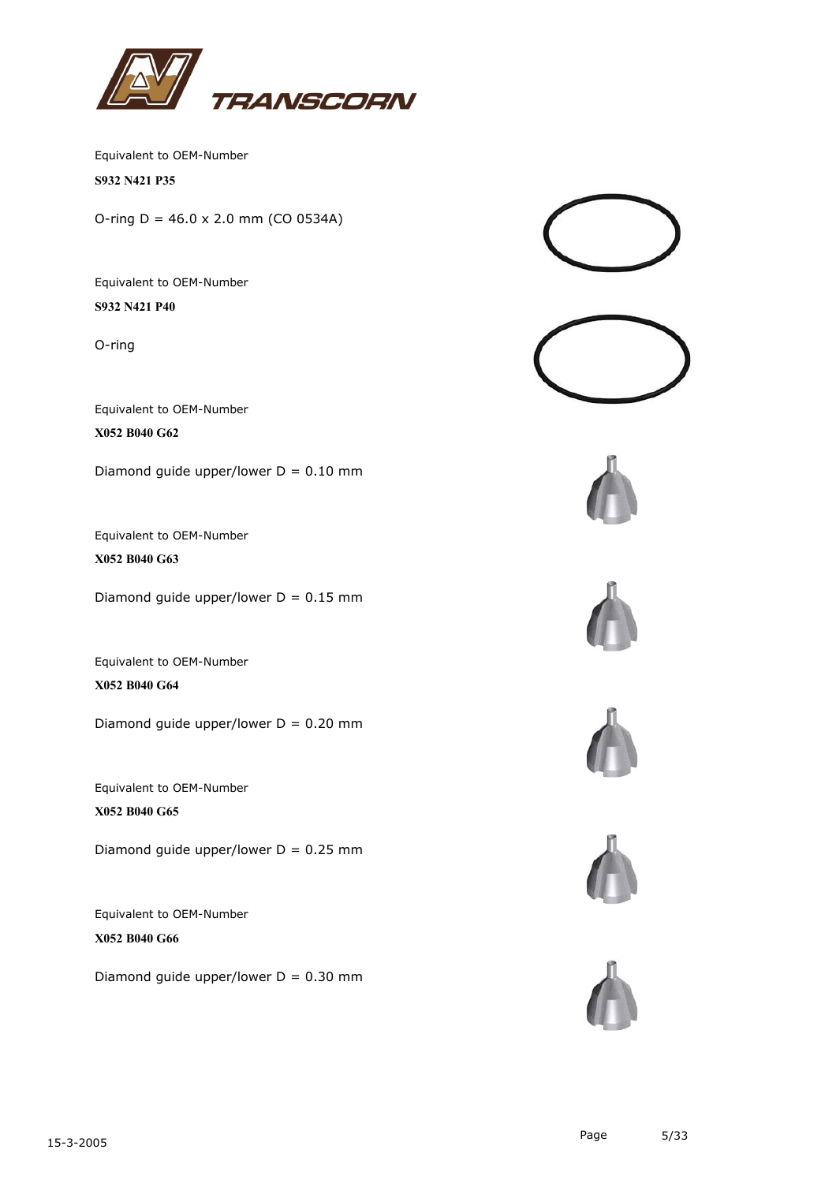Equivalent to OEM-Number

**S932 N421 P35**

O-ring D = 46.0 x 2.0 mm (CO 0534A)

Equivalent to OEM-Number

**S932 N421 P40**

O-ring

Equivalent to OEM-Number

**X052 B040 G62**

Diamond guide upper/lower D = 0.10 mm

Equivalent to OEM-Number

**X052 B040 G63**

Diamond guide upper/lower D = 0.15 mm

Equivalent to OEM-Number

**X052 B040 G64**

Diamond guide upper/lower D = 0.20 mm

Equivalent to OEM-Number

**X052 B040 G65**

Diamond guide upper/lower D = 0.25 mm

Equivalent to OEM-Number

**X052 B040 G66**

Diamond guide upper/lower D = 0.30 mm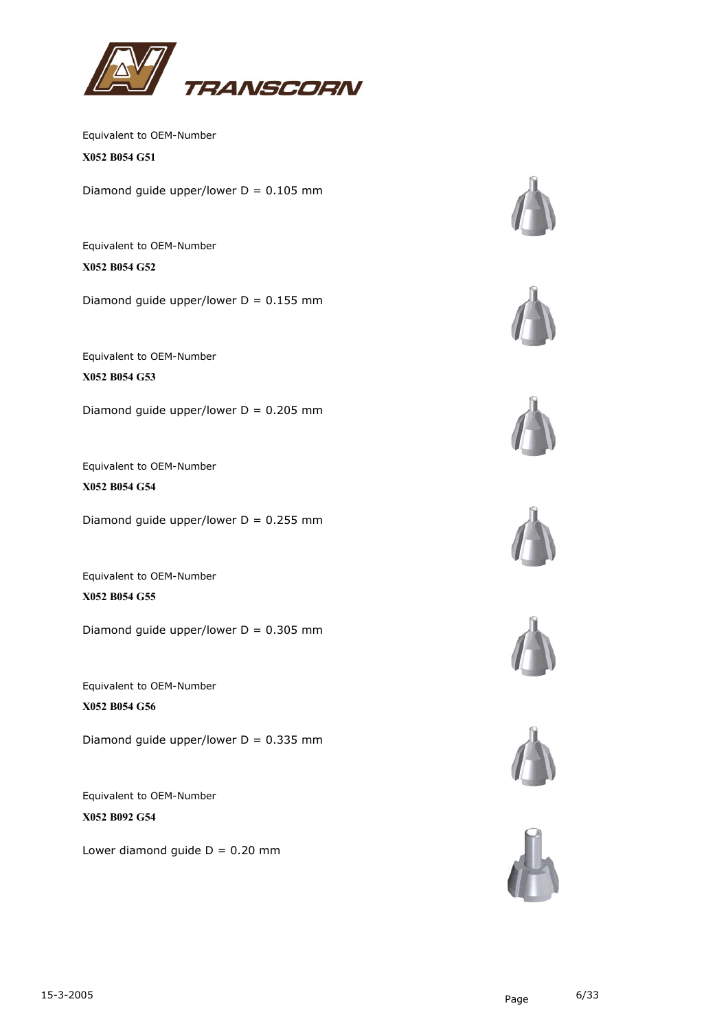Equivalent to OEM-Number

**X052 B054 G51**

Diamond guide upper/lower D = 0.105 mm

Equivalent to OEM-Number

**X052 B054 G52**

Diamond guide upper/lower D = 0.155 mm

Equivalent to OEM-Number

**X052 B054 G53**

Diamond guide upper/lower D = 0.205 mm

Equivalent to OEM-Number

**X052 B054 G54**

Diamond guide upper/lower D = 0.255 mm

Equivalent to OEM-Number

**X052 B054 G55**

Diamond guide upper/lower D = 0.305 mm

Equivalent to OEM-Number

**X052 B054 G56**

Diamond guide upper/lower D = 0.335 mm

Equivalent to OEM-Number

**X052 B092 G54**

Lower diamond guide D = 0.20 mm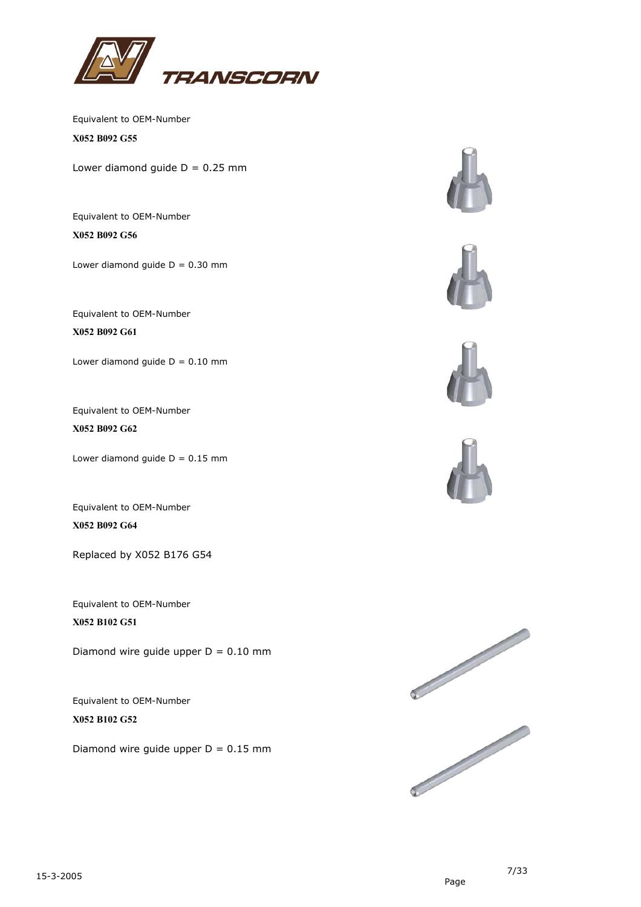Equivalent to OEM-Number

**X052 B092 G55**

Lower diamond guide D = 0.25 mm

Equivalent to OEM-Number

**X052 B092 G56**

Lower diamond guide D = 0.30 mm

Equivalent to OEM-Number

**X052 B092 G61**

Lower diamond guide D = 0.10 mm

Equivalent to OEM-Number

**X052 B092 G62**

Lower diamond guide D = 0.15 mm

Equivalent to OEM-Number

**X052 B092 G64**

Replaced by X052 B176 G54

Equivalent to OEM-Number

**X052 B102 G51**

Diamond wire guide upper D = 0.10 mm

Equivalent to OEM-Number

**X052 B102 G52**

Diamond wire guide upper D = 0.15 mm

15-3-2005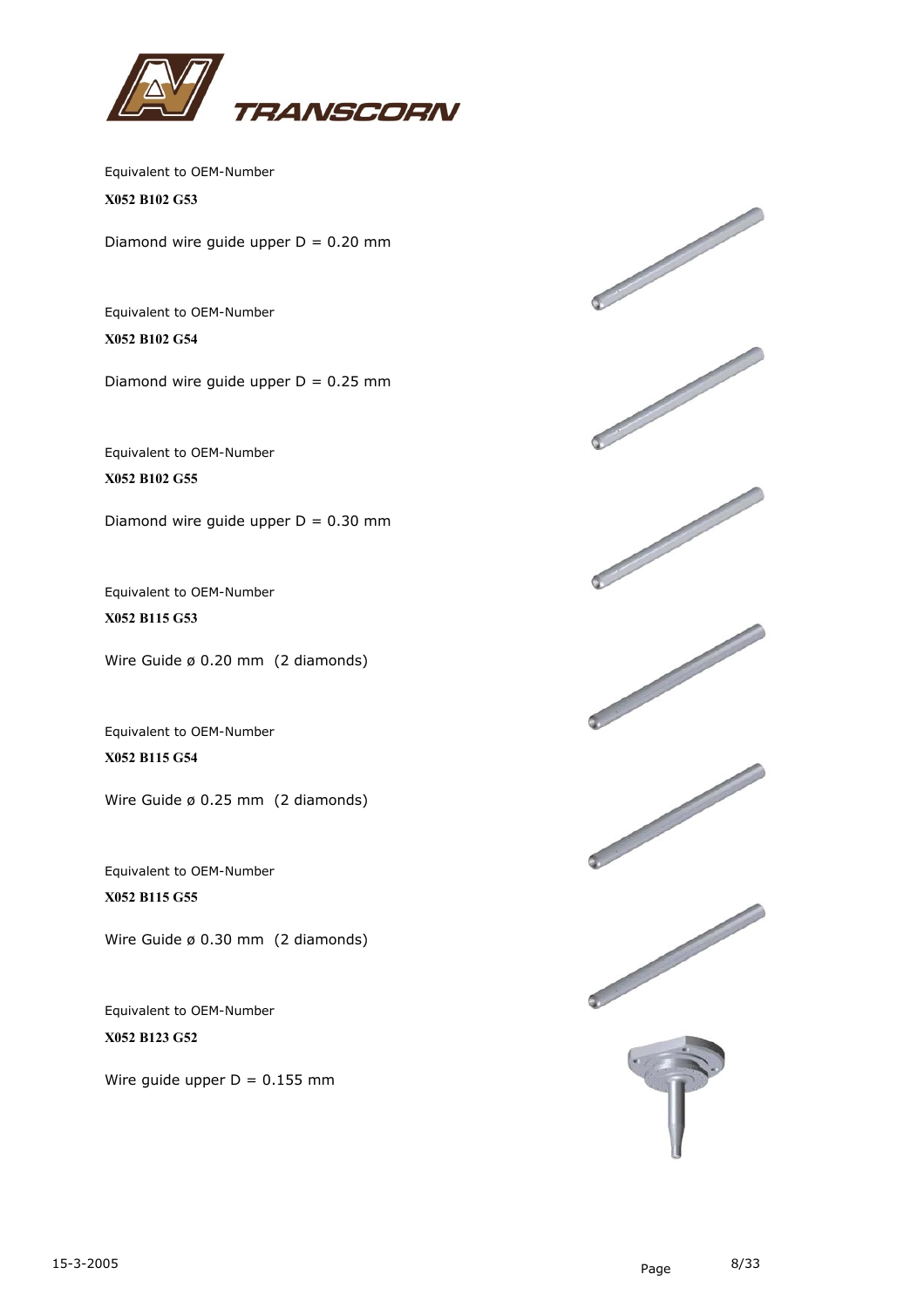Equivalent to OEM-Number

**X052 B102 G53**

Diamond wire guide upper D = 0.20 mm

Equivalent to OEM-Number

**X052 B102 G54**

Diamond wire guide upper D = 0.25 mm

Equivalent to OEM-Number

**X052 B102 G55**

Diamond wire guide upper D = 0.30 mm

Equivalent to OEM-Number

**X052 B115 G53**

Wire Guide ø 0.20 mm  (2 diamonds)

Equivalent to OEM-Number

**X052 B115 G54**

Wire Guide ø 0.25 mm  (2 diamonds)

Equivalent to OEM-Number

**X052 B115 G55**

Wire Guide ø 0.30 mm  (2 diamonds)

Equivalent to OEM-Number

**X052 B123 G52**

Wire guide upper D = 0.155 mm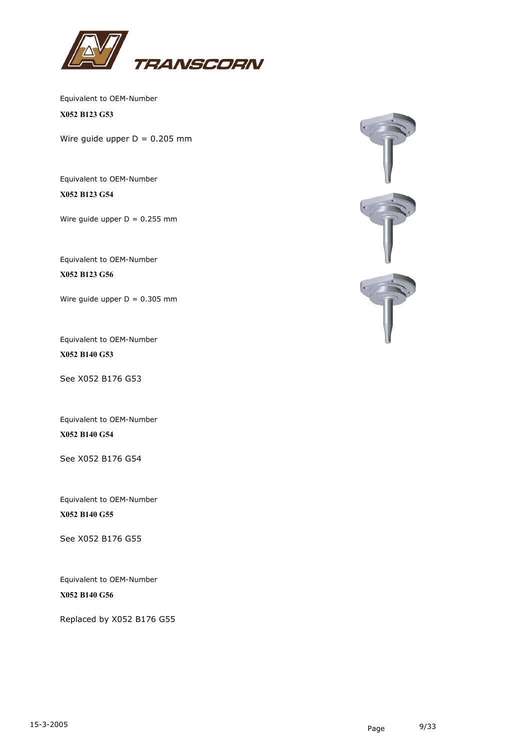Equivalent to OEM-Number

**X052 B123 G53**

Wire guide upper D = 0.205 mm

Equivalent to OEM-Number

**X052 B123 G54**

Wire guide upper D = 0.255 mm

Equivalent to OEM-Number

**X052 B123 G56**

Wire guide upper D = 0.305 mm

Equivalent to OEM-Number

**X052 B140 G53**

See X052 B176 G53

Equivalent to OEM-Number

**X052 B140 G54**

See X052 B176 G54

Equivalent to OEM-Number

**X052 B140 G55**

See X052 B176 G55

Equivalent to OEM-Number

**X052 B140 G56**

Replaced by X052 B176 G55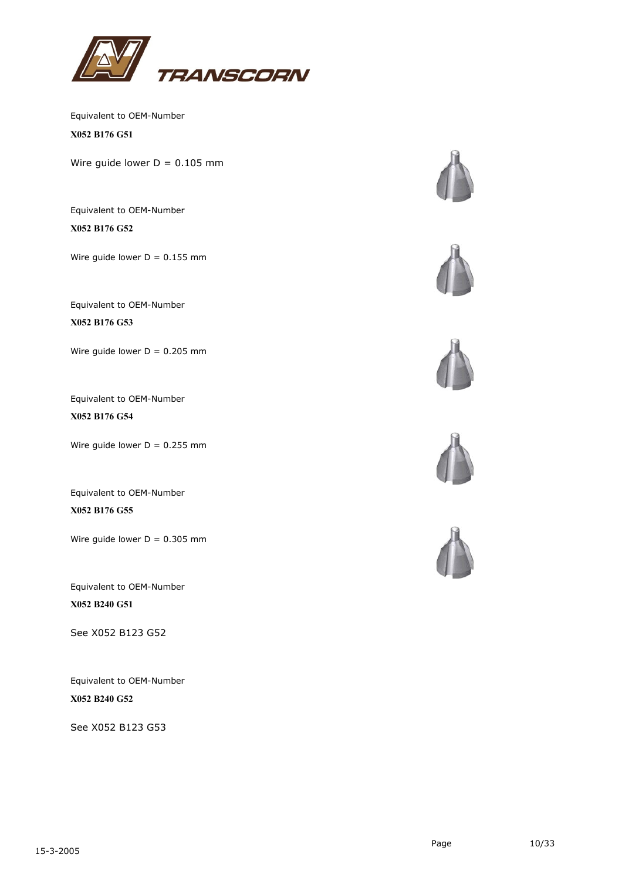Equivalent to OEM-Number

**X052 B176 G51**

Wire guide lower D = 0.105 mm

Equivalent to OEM-Number

**X052 B176 G52**

Wire guide lower D = 0.155 mm

Equivalent to OEM-Number

**X052 B176 G53**

Wire guide lower D = 0.205 mm

Equivalent to OEM-Number

**X052 B176 G54**

Wire guide lower D = 0.255 mm

Equivalent to OEM-Number

**X052 B176 G55**

Wire guide lower D = 0.305 mm

Equivalent to OEM-Number

**X052 B240 G51**

See X052 B123 G52

Equivalent to OEM-Number

**X052 B240 G52**

See X052 B123 G53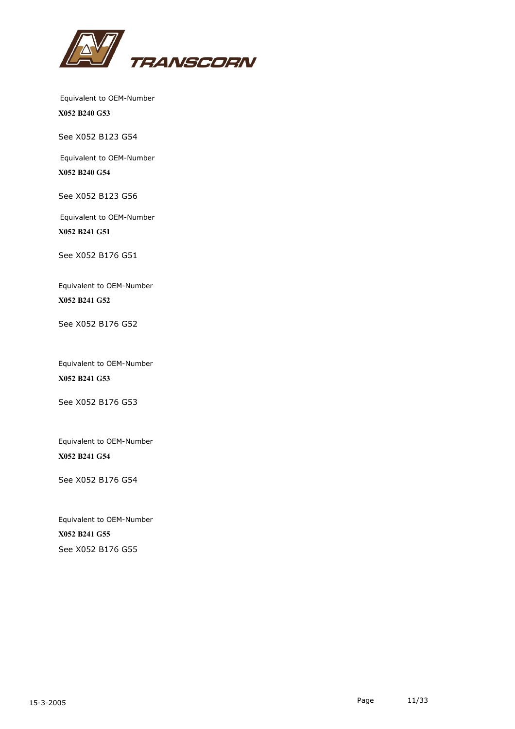Equivalent to OEM-Number

**X052 B240 G53**

See X052 B123 G54

Equivalent to OEM-Number

**X052 B240 G54**

See X052 B123 G56

Equivalent to OEM-Number

**X052 B241 G51**

See X052 B176 G51

Equivalent to OEM-Number

**X052 B241 G52**

See X052 B176 G52

Equivalent to OEM-Number

**X052 B241 G53**

See X052 B176 G53

Equivalent to OEM-Number

**X052 B241 G54**

See X052 B176 G54

Equivalent to OEM-Number

**X052 B241 G55**

See X052 B176 G55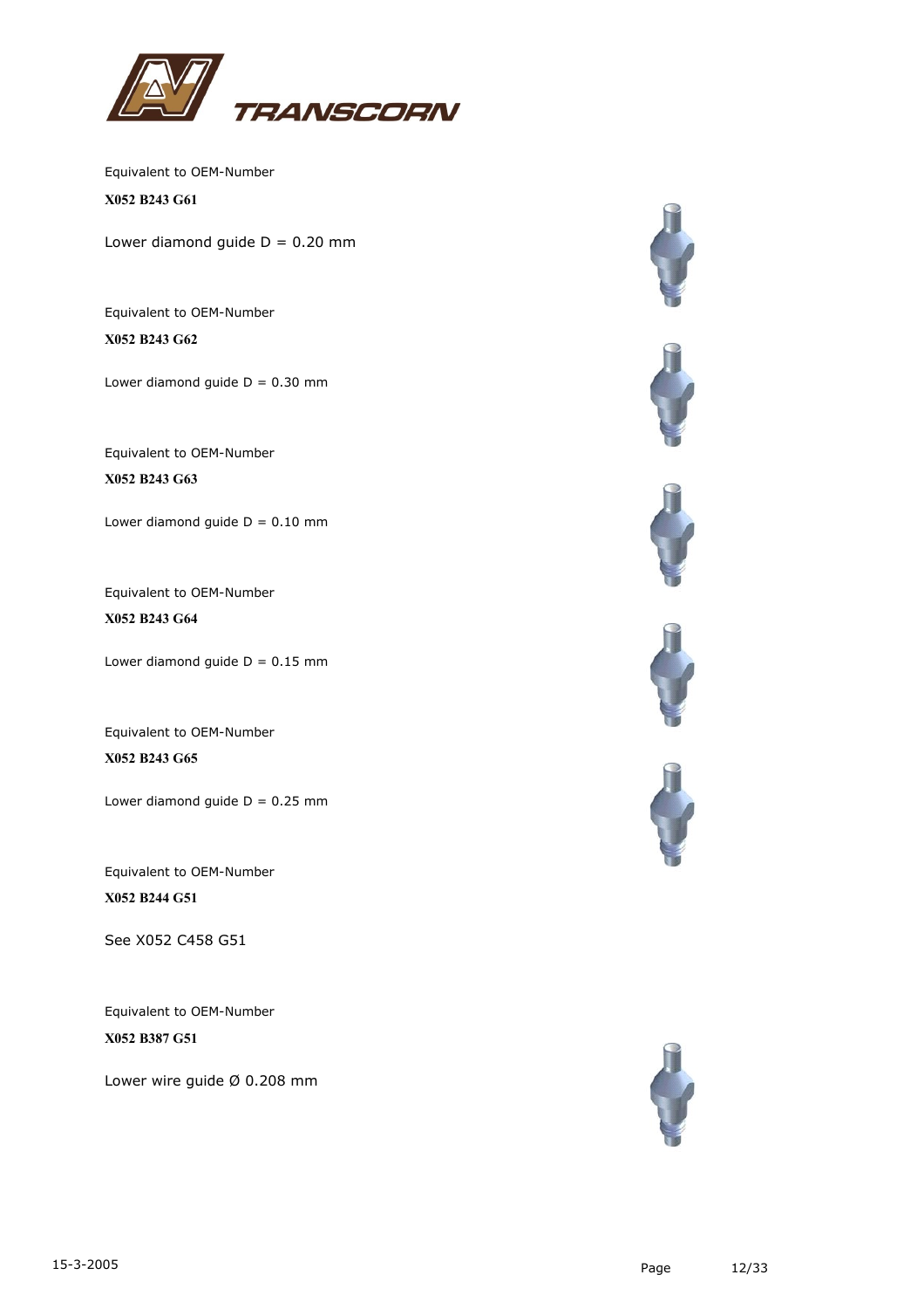Equivalent to OEM-Number

**X052 B243 G61**

Lower diamond guide D = 0.20 mm

Equivalent to OEM-Number

**X052 B243 G62**

Lower diamond guide D = 0.30 mm

Equivalent to OEM-Number

**X052 B243 G63**

Lower diamond guide D = 0.10 mm

Equivalent to OEM-Number

**X052 B243 G64**

Lower diamond guide D = 0.15 mm

Equivalent to OEM-Number

**X052 B243 G65**

Lower diamond guide D = 0.25 mm

Equivalent to OEM-Number

**X052 B244 G51**

See X052 C458 G51

Equivalent to OEM-Number

**X052 B387 G51**

Lower wire guide Ø 0.208 mm

15-3-2005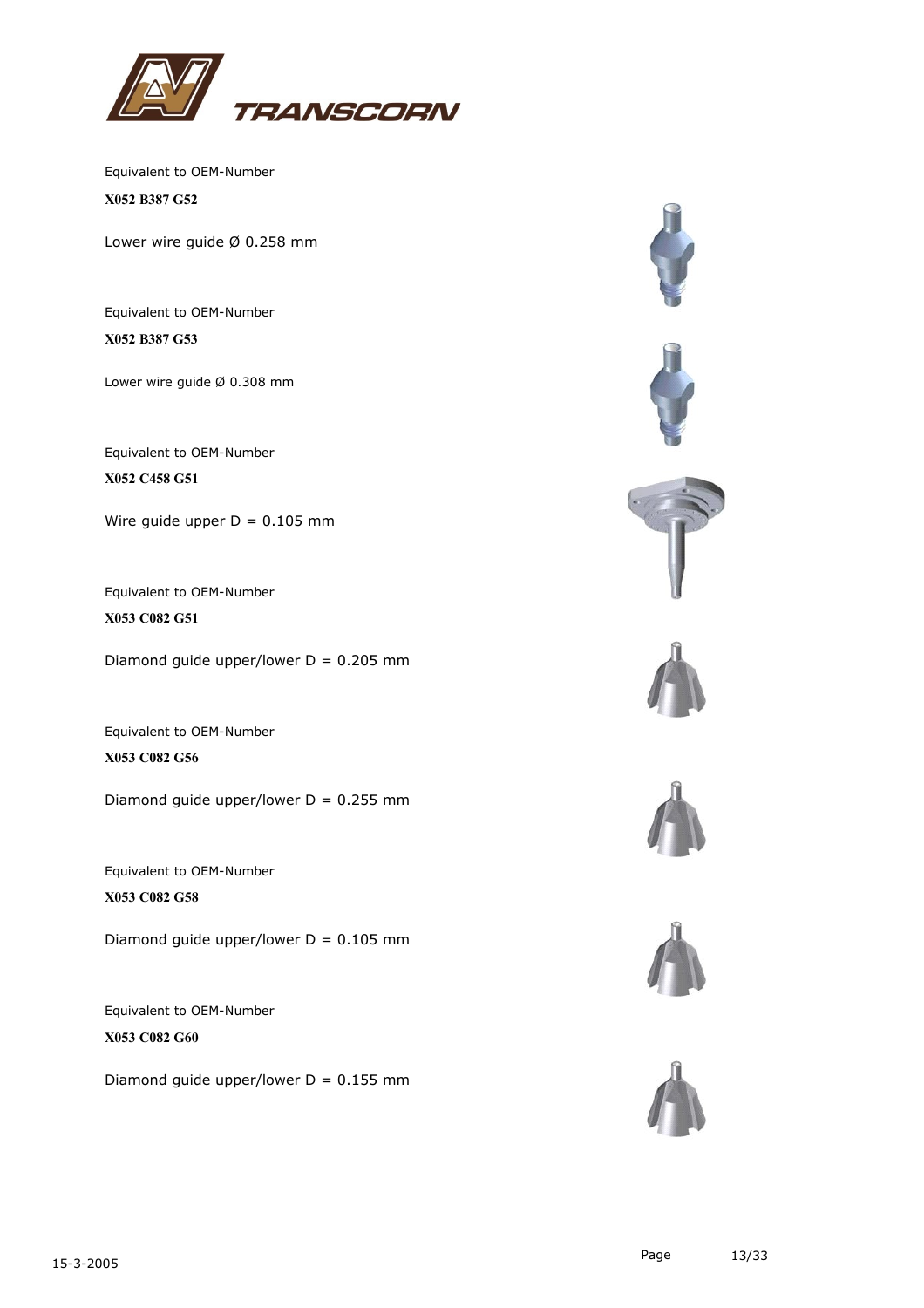Equivalent to OEM-Number

**X052 B387 G52**

Lower wire guide Ø 0.258 mm

Equivalent to OEM-Number

**X052 B387 G53**

Lower wire guide Ø 0.308 mm

Equivalent to OEM-Number

**X052 C458 G51**

Wire guide upper D = 0.105 mm

Equivalent to OEM-Number

**X053 C082 G51**

Diamond guide upper/lower D = 0.205 mm

Equivalent to OEM-Number

**X053 C082 G56**

Diamond guide upper/lower D = 0.255 mm

Equivalent to OEM-Number

**X053 C082 G58**

Diamond guide upper/lower D = 0.105 mm

Equivalent to OEM-Number

**X053 C082 G60**

Diamond guide upper/lower D = 0.155 mm

15-3-2005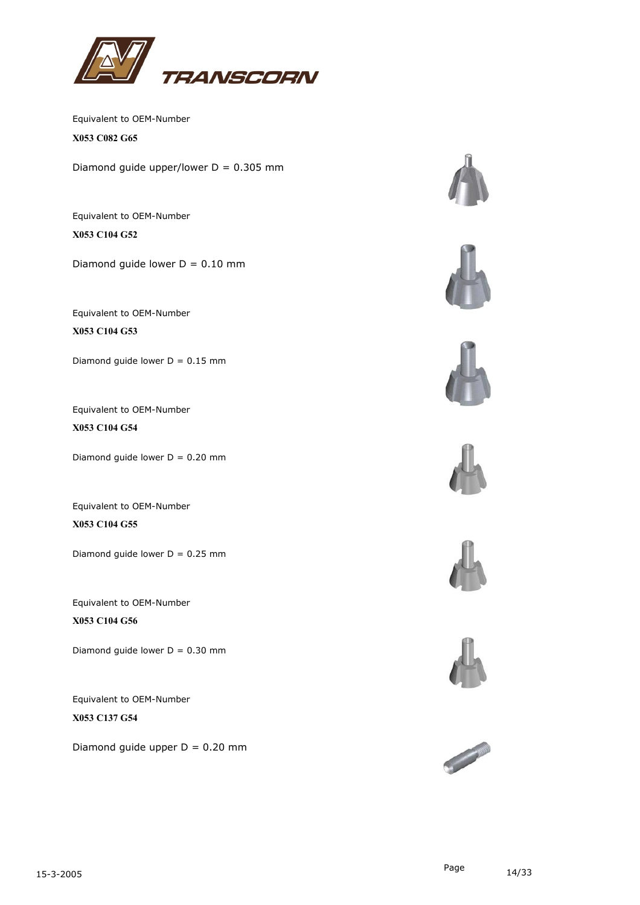Equivalent to OEM-Number

**X053 C082 G65**

Diamond guide upper/lower D = 0.305 mm

Equivalent to OEM-Number

**X053 C104 G52**

Diamond guide lower D = 0.10 mm

Equivalent to OEM-Number

**X053 C104 G53**

Diamond guide lower D = 0.15 mm

Equivalent to OEM-Number

**X053 C104 G54**

Diamond guide lower D = 0.20 mm

Equivalent to OEM-Number

**X053 C104 G55**

Diamond guide lower D = 0.25 mm

Equivalent to OEM-Number

**X053 C104 G56**

Diamond guide lower D = 0.30 mm

Equivalent to OEM-Number

**X053 C137 G54**

Diamond guide upper D = 0.20 mm

15-3-2005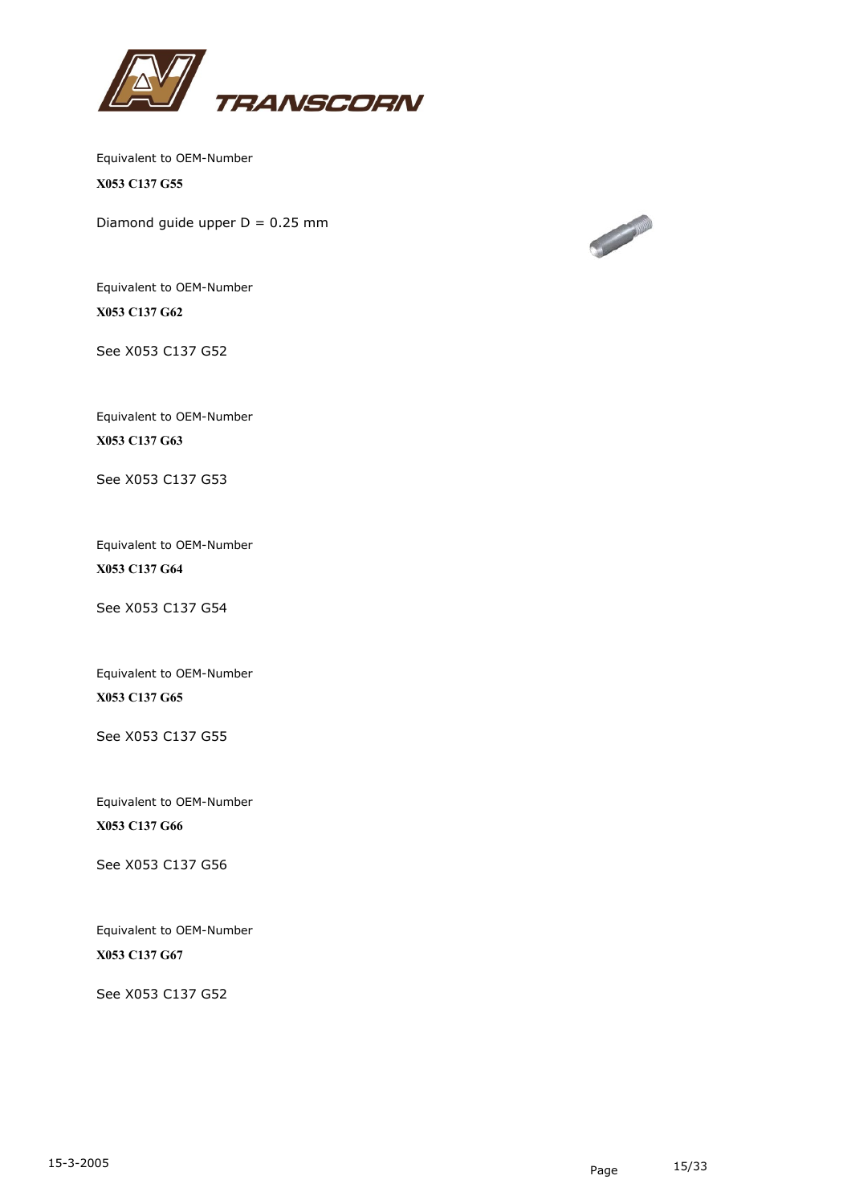Equivalent to OEM-Number

**X053 C137 G55**

Diamond guide upper D = 0.25 mm

Equivalent to OEM-Number

**X053 C137 G62**

See X053 C137 G52

Equivalent to OEM-Number

**X053 C137 G63**

See X053 C137 G53

Equivalent to OEM-Number

**X053 C137 G64**

See X053 C137 G54

Equivalent to OEM-Number

**X053 C137 G65**

See X053 C137 G55

Equivalent to OEM-Number

**X053 C137 G66**

See X053 C137 G56

Equivalent to OEM-Number

**X053 C137 G67**

See X053 C137 G52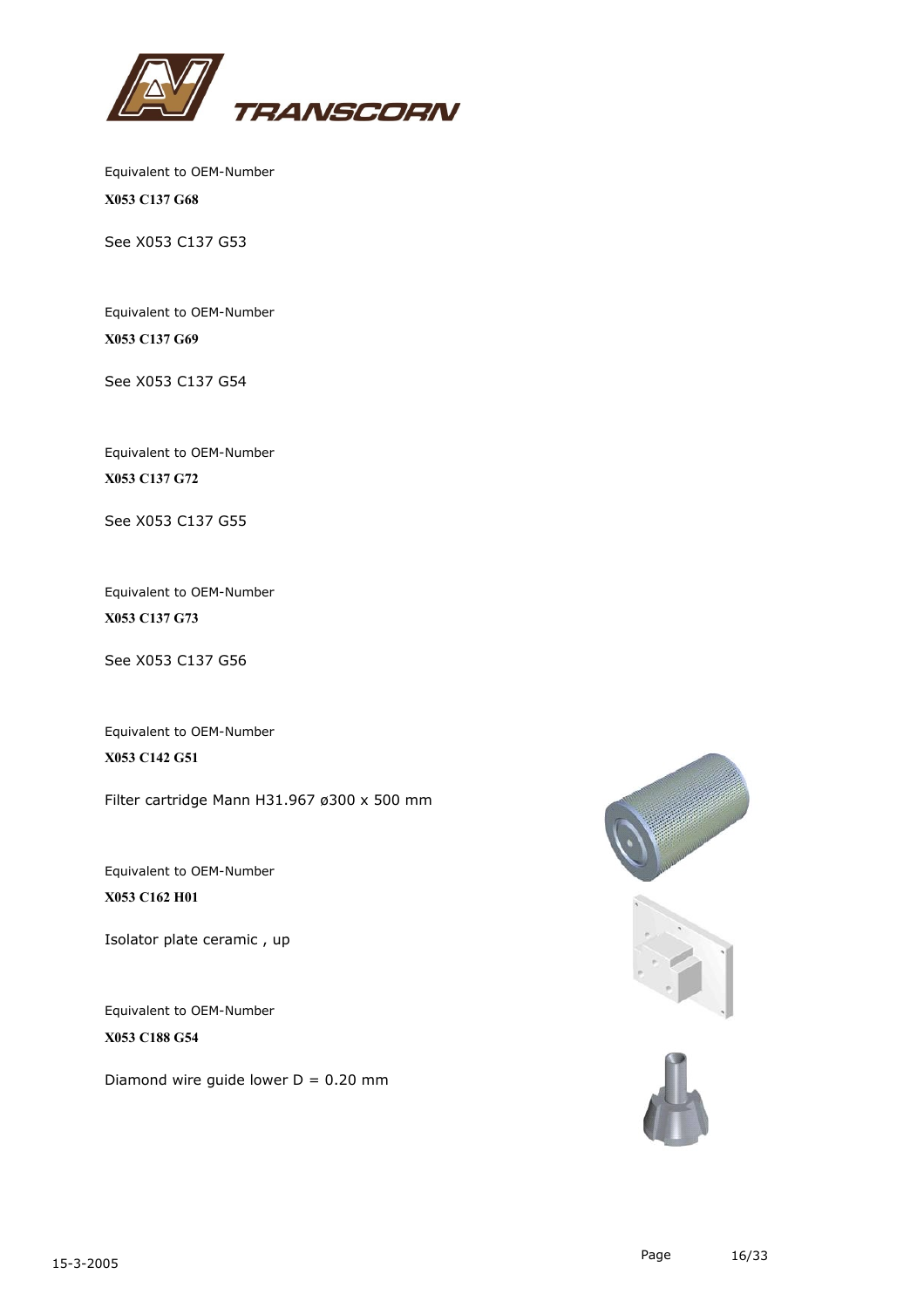Equivalent to OEM-Number

**X053 C137 G68**

See X053 C137 G53

Equivalent to OEM-Number

**X053 C137 G69**

See X053 C137 G54

Equivalent to OEM-Number

**X053 C137 G72**

See X053 C137 G55

Equivalent to OEM-Number

**X053 C137 G73**

See X053 C137 G56

Equivalent to OEM-Number

**X053 C142 G51**

Filter cartridge Mann H31.967 ø300 x 500 mm

Equivalent to OEM-Number

**X053 C162 H01**

Isolator plate ceramic , up

Equivalent to OEM-Number

**X053 C188 G54**

Diamond wire guide lower D = 0.20 mm

15-3-2005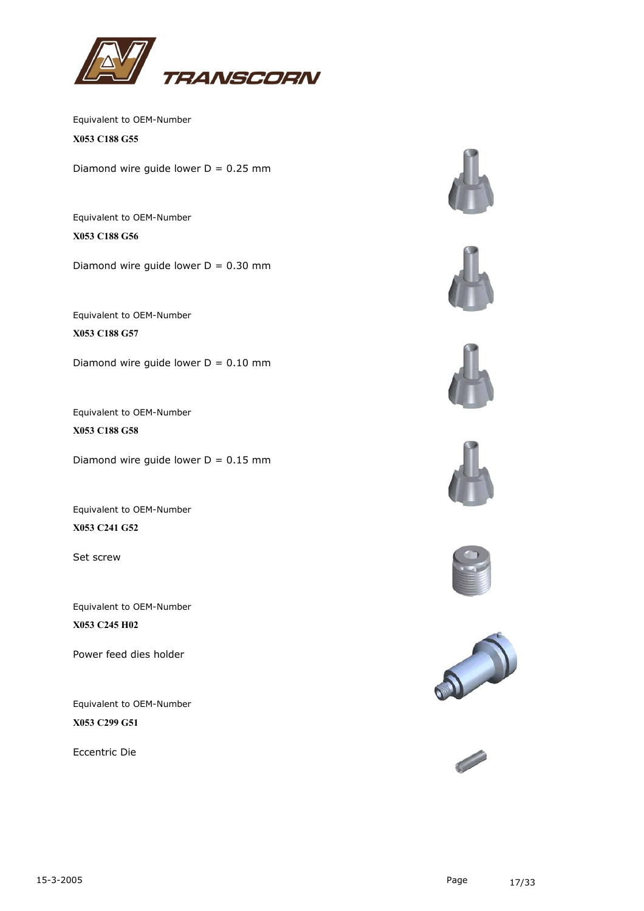Equivalent to OEM-Number

**X053 C188 G55**

Diamond wire guide lower D = 0.25 mm

Equivalent to OEM-Number

**X053 C188 G56**

Diamond wire guide lower D = 0.30 mm

Equivalent to OEM-Number

**X053 C188 G57**

Diamond wire guide lower D = 0.10 mm

Equivalent to OEM-Number

**X053 C188 G58**

Diamond wire guide lower D = 0.15 mm

Equivalent to OEM-Number

**X053 C241 G52**

Set screw

Equivalent to OEM-Number

**X053 C245 H02**

Power feed dies holder

Equivalent to OEM-Number

**X053 C299 G51**

Eccentric Die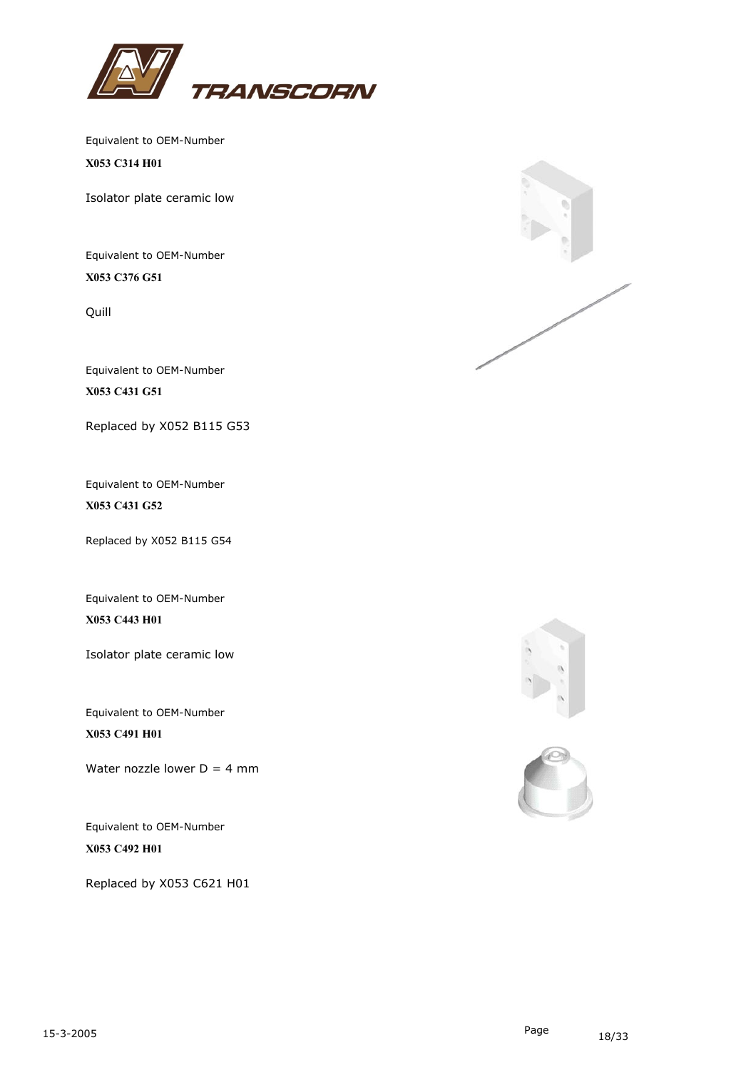Equivalent to OEM-Number

**X053 C314 H01**

Isolator plate ceramic low

Equivalent to OEM-Number

**X053 C376 G51**

Quill

Equivalent to OEM-Number

**X053 C431 G51**

Replaced by X052 B115 G53

Equivalent to OEM-Number

**X053 C431 G52**

Replaced by X052 B115 G54

Equivalent to OEM-Number

**X053 C443 H01**

Isolator plate ceramic low

Equivalent to OEM-Number

**X053 C491 H01**

Water nozzle lower D = 4 mm

Equivalent to OEM-Number

**X053 C492 H01**

Replaced by X053 C621 H01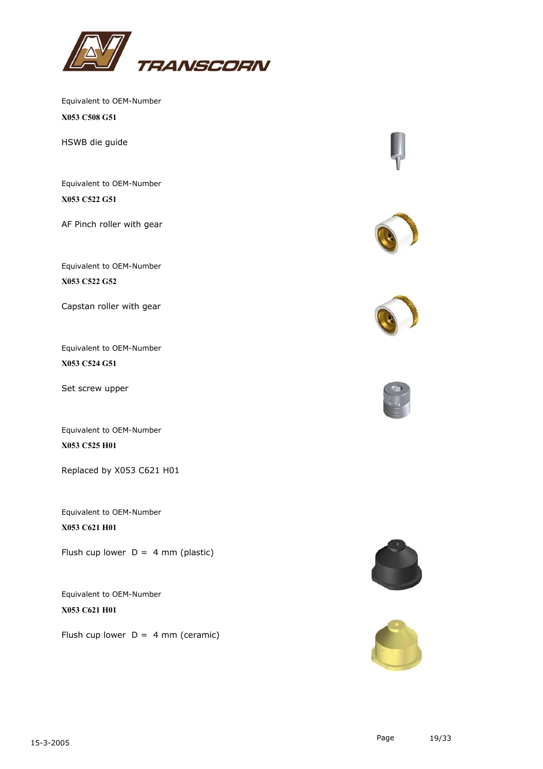Equivalent to OEM-Number

**X053 C508 G51**

HSWB die guide

Equivalent to OEM-Number

**X053 C522 G51**

AF Pinch roller with gear

Equivalent to OEM-Number

**X053 C522 G52**

Capstan roller with gear

Equivalent to OEM-Number

**X053 C524 G51**

Set screw upper

Equivalent to OEM-Number

**X053 C525 H01**

Replaced by X053 C621 H01

Equivalent to OEM-Number

**X053 C621 H01**

Flush cup lower  D =  4 mm (plastic)

Equivalent to OEM-Number

**X053 C621 H01**

Flush cup lower  D =  4 mm (ceramic)

15-3-2005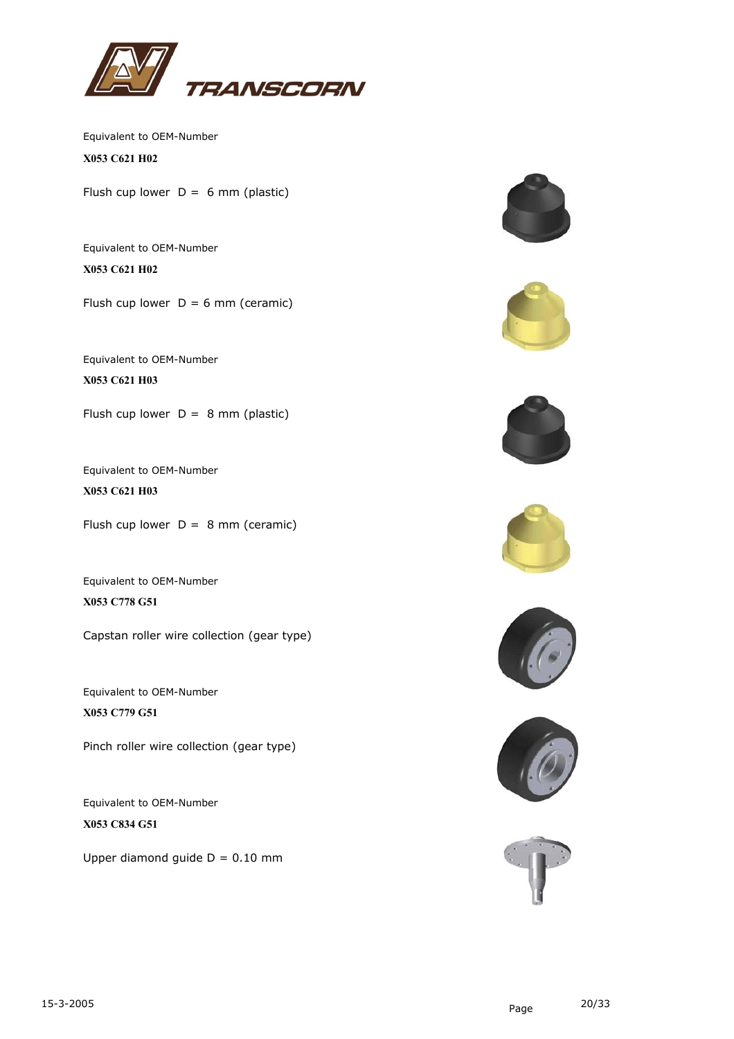TRANSCORN

Equivalent to OEM-Number

**X053 C621 H02**

Flush cup lower D = 6 mm (plastic)

Equivalent to OEM-Number

**X053 C621 H02**

Flush cup lower D = 6 mm (ceramic)

Equivalent to OEM-Number

**X053 C621 H03**

Flush cup lower D = 8 mm (plastic)

Equivalent to OEM-Number

**X053 C621 H03**

Flush cup lower D = 8 mm (ceramic)

Equivalent to OEM-Number

**X053 C778 G51**

Capstan roller wire collection (gear type)

Equivalent to OEM-Number

**X053 C779 G51**

Pinch roller wire collection (gear type)

Equivalent to OEM-Number

**X053 C834 G51**

Upper diamond guide D = 0.10 mm

15-3-2005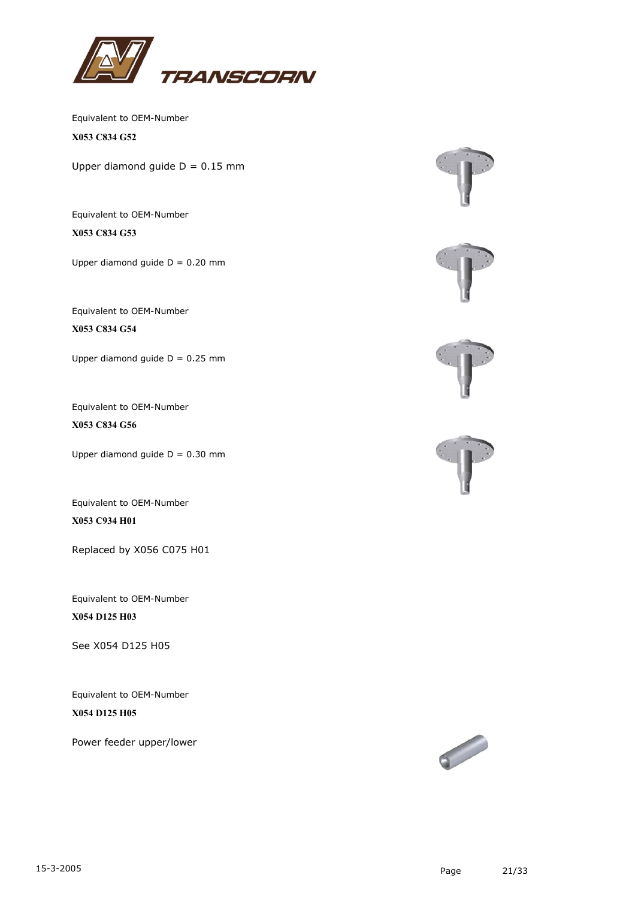Equivalent to OEM-Number

**X053 C834 G52**

Upper diamond guide D = 0.15 mm

Equivalent to OEM-Number

**X053 C834 G53**

Upper diamond guide D = 0.20 mm

Equivalent to OEM-Number

**X053 C834 G54**

Upper diamond guide D = 0.25 mm

Equivalent to OEM-Number

**X053 C834 G56**

Upper diamond guide D = 0.30 mm

Equivalent to OEM-Number

**X053 C934 H01**

Replaced by X056 C075 H01

Equivalent to OEM-Number

**X054 D125 H03**

See X054 D125 H05

Equivalent to OEM-Number

**X054 D125 H05**

Power feeder upper/lower

15-3-2005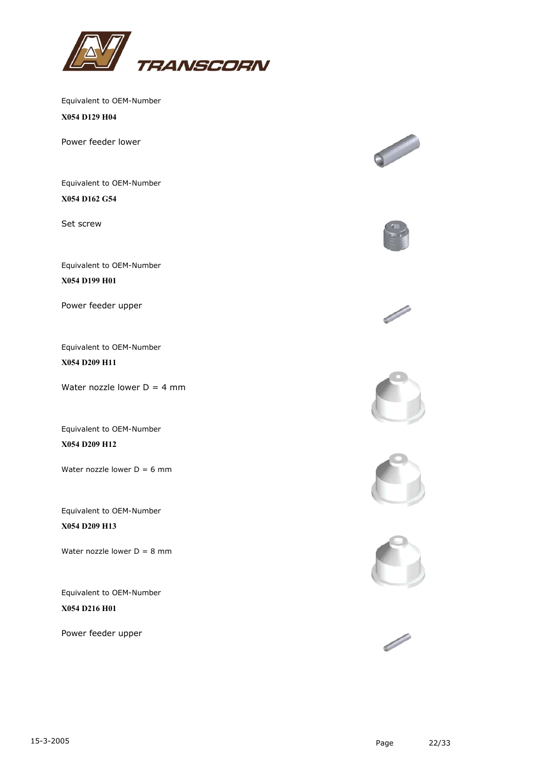Equivalent to OEM-Number

**X054 D129 H04**

Power feeder lower

Equivalent to OEM-Number

**X054 D162 G54**

Set screw

Equivalent to OEM-Number

**X054 D199 H01**

Power feeder upper

Equivalent to OEM-Number

**X054 D209 H11**

Water nozzle lower D = 4 mm

Equivalent to OEM-Number

**X054 D209 H12**

Water nozzle lower D = 6 mm

Equivalent to OEM-Number

**X054 D209 H13**

Water nozzle lower D = 8 mm

Equivalent to OEM-Number

**X054 D216 H01**

Power feeder upper

15-3-2005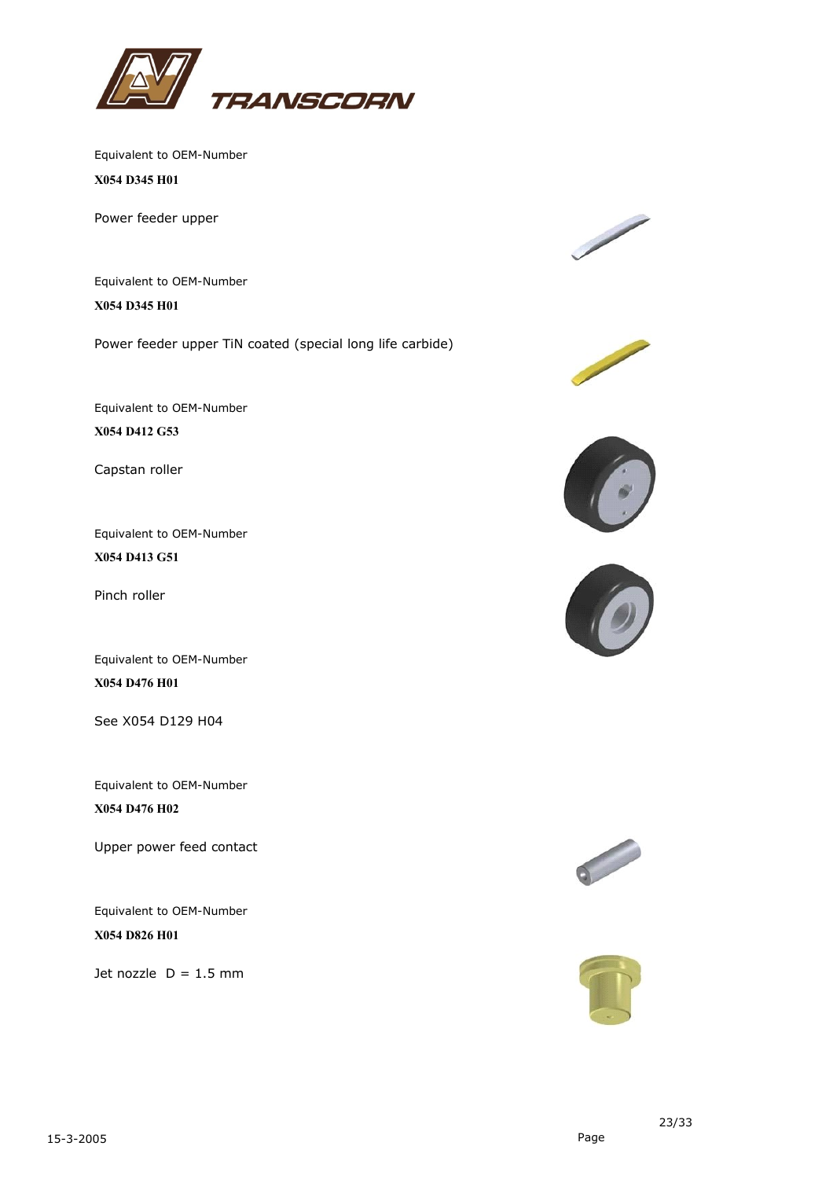Equivalent to OEM-Number

**X054 D345 H01**

Power feeder upper

Equivalent to OEM-Number

**X054 D345 H01**

Power feeder upper TiN coated (special long life carbide)

Equivalent to OEM-Number

**X054 D412 G53**

Capstan roller

Equivalent to OEM-Number

**X054 D413 G51**

Pinch roller

Equivalent to OEM-Number

**X054 D476 H01**

See X054 D129 H04

Equivalent to OEM-Number

**X054 D476 H02**

Upper power feed contact

Equivalent to OEM-Number

**X054 D826 H01**

Jet nozzle  D = 1.5 mm

15-3-2005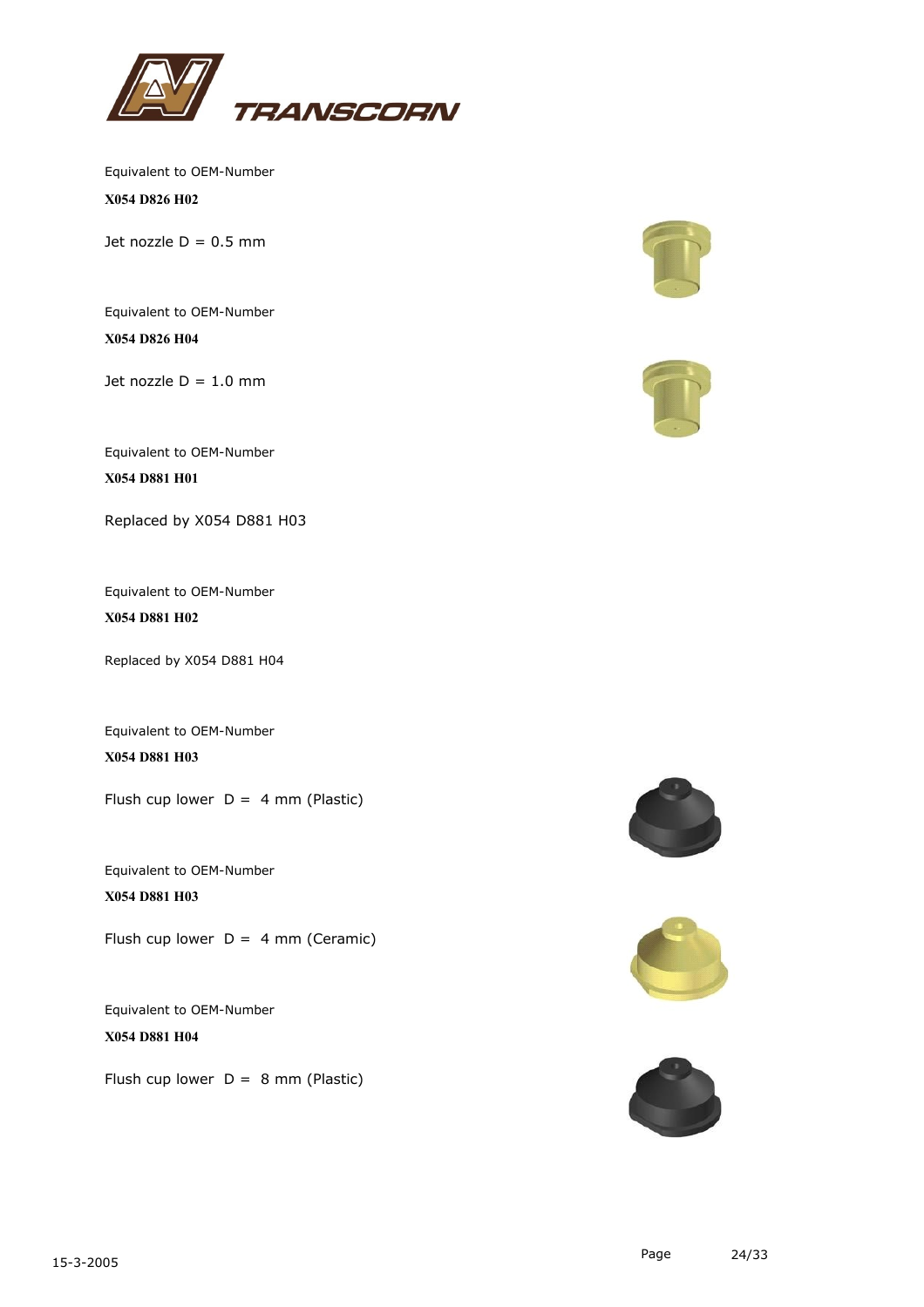TRANSCORN

Equivalent to OEM-Number

**X054 D826 H02**

Jet nozzle D = 0.5 mm

Equivalent to OEM-Number

**X054 D826 H04**

Jet nozzle D = 1.0 mm

Equivalent to OEM-Number

**X054 D881 H01**

Replaced by X054 D881 H03

Equivalent to OEM-Number

**X054 D881 H02**

Replaced by X054 D881 H04

Equivalent to OEM-Number

**X054 D881 H03**

Flush cup lower D = 4 mm (Plastic)

Equivalent to OEM-Number

**X054 D881 H03**

Flush cup lower D = 4 mm (Ceramic)

Equivalent to OEM-Number

**X054 D881 H04**

Flush cup lower D = 8 mm (Plastic)

15-3-2005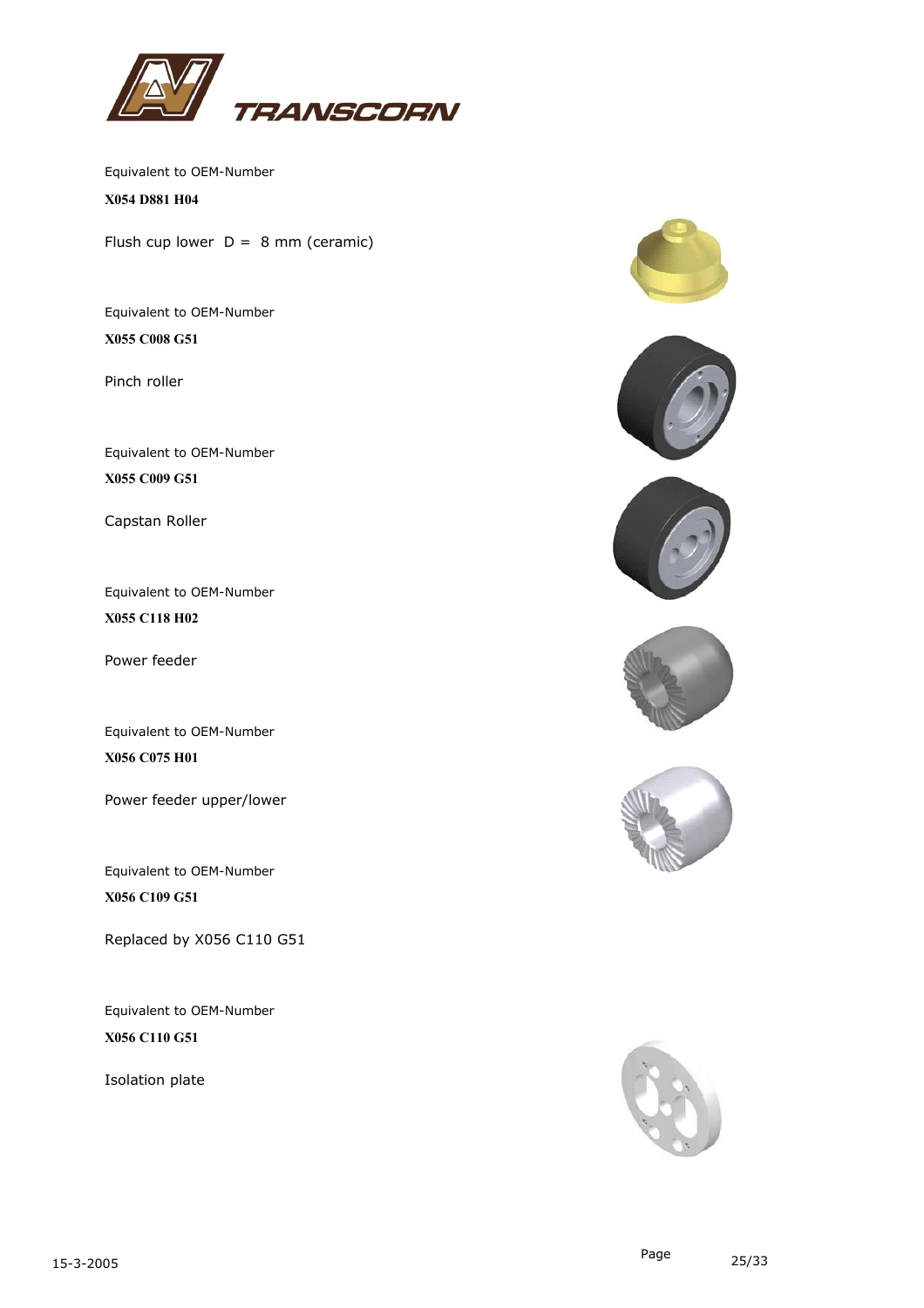Equivalent to OEM-Number

**X054 D881 H04**

Flush cup lower D = 8 mm (ceramic)

Equivalent to OEM-Number

**X055 C008 G51**

Pinch roller

Equivalent to OEM-Number

**X055 C009 G51**

Capstan Roller

Equivalent to OEM-Number

**X055 C118 H02**

Power feeder

Equivalent to OEM-Number

**X056 C075 H01**

Power feeder upper/lower

Equivalent to OEM-Number

**X056 C109 G51**

Replaced by X056 C110 G51

Equivalent to OEM-Number

**X056 C110 G51**

Isolation plate

15-3-2005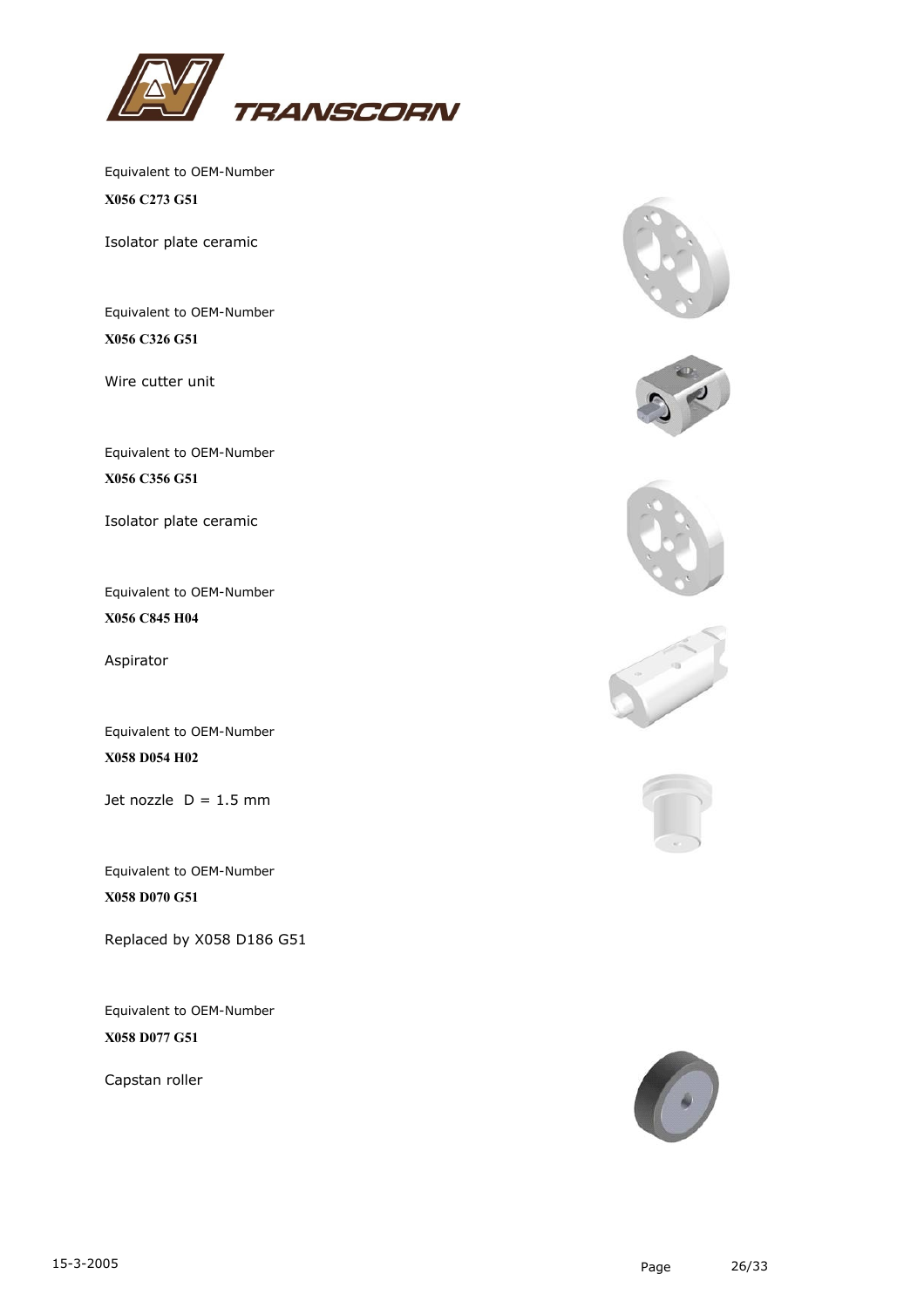TRANSCORN

Equivalent to OEM-Number

**X056 C273 G51**

Isolator plate ceramic

Equivalent to OEM-Number

**X056 C326 G51**

Wire cutter unit

Equivalent to OEM-Number

**X056 C356 G51**

Isolator plate ceramic

Equivalent to OEM-Number

**X056 C845 H04**

Aspirator

Equivalent to OEM-Number

**X058 D054 H02**

Jet nozzle D = 1.5 mm

Equivalent to OEM-Number

**X058 D070 G51**

Replaced by X058 D186 G51

Equivalent to OEM-Number

**X058 D077 G51**

Capstan roller

15-3-2005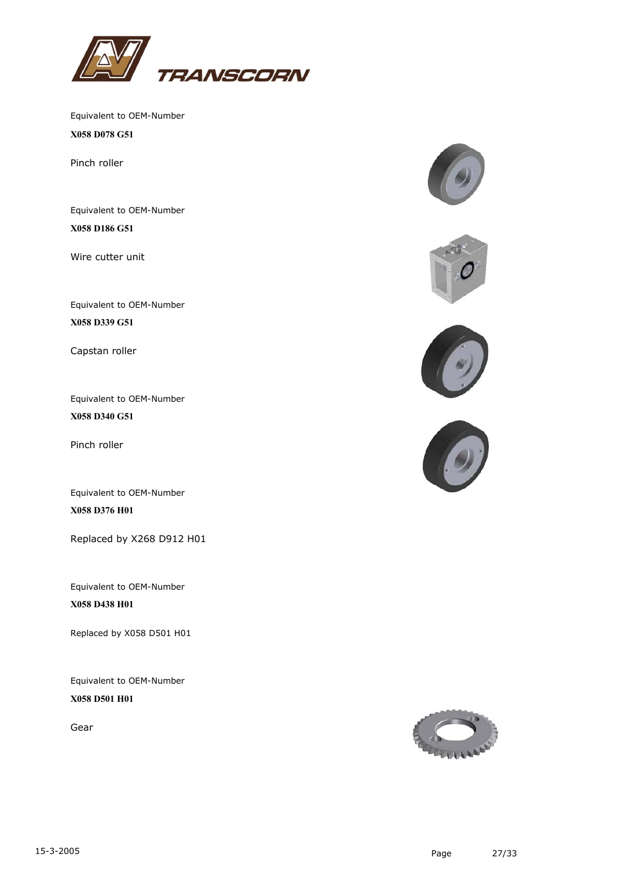Equivalent to OEM-Number

**X058 D078 G51**

Pinch roller

Equivalent to OEM-Number

**X058 D186 G51**

Wire cutter unit

Equivalent to OEM-Number

**X058 D339 G51**

Capstan roller

Equivalent to OEM-Number

**X058 D340 G51**

Pinch roller

Equivalent to OEM-Number

**X058 D376 H01**

Replaced by X268 D912 H01

Equivalent to OEM-Number

**X058 D438 H01**

Replaced by X058 D501 H01

Equivalent to OEM-Number

**X058 D501 H01**

Gear

15-3-2005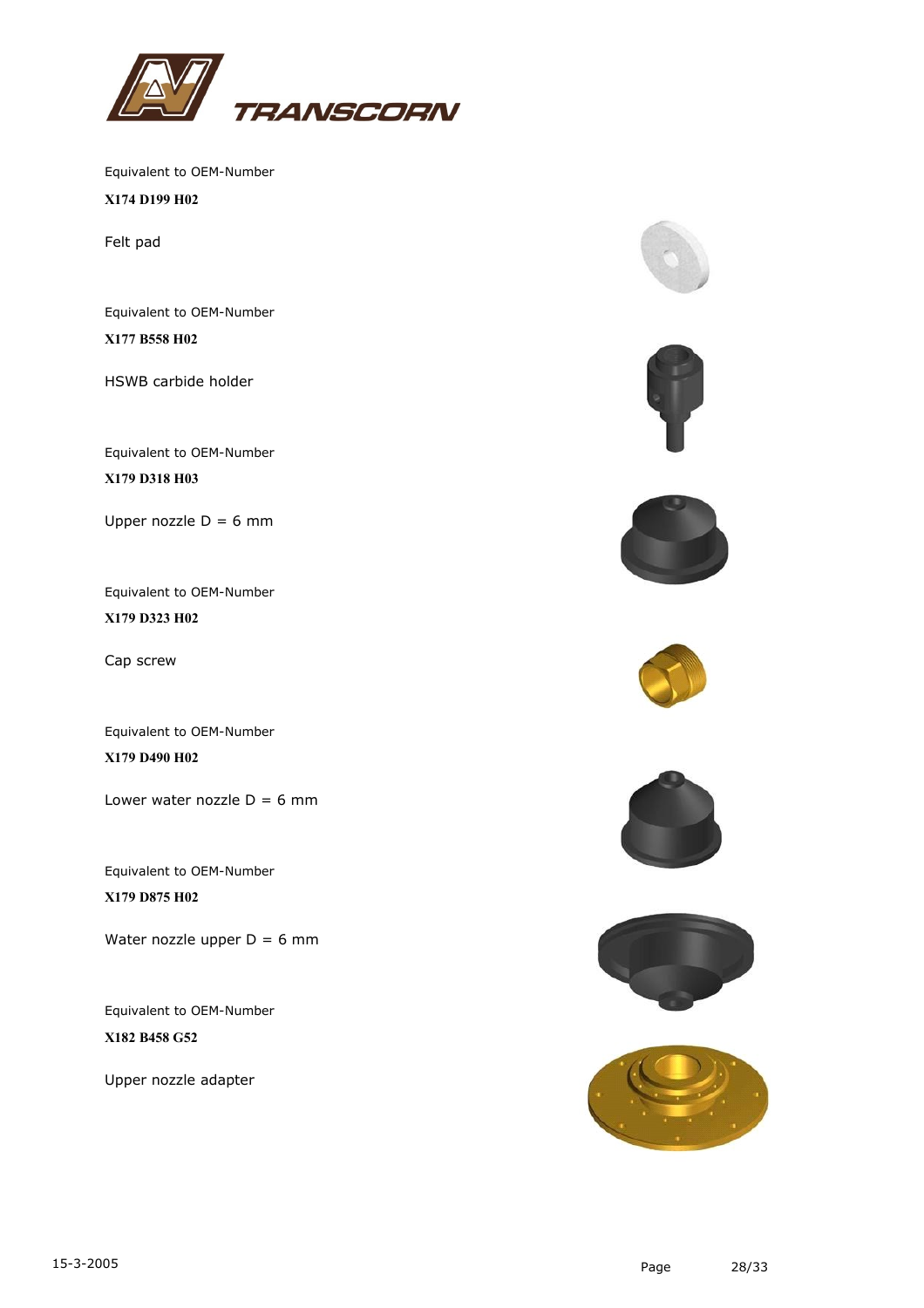Equivalent to OEM-Number

**X174 D199 H02**

Felt pad

Equivalent to OEM-Number

**X177 B558 H02**

HSWB carbide holder

Equivalent to OEM-Number

**X179 D318 H03**

Upper nozzle D = 6 mm

Equivalent to OEM-Number

**X179 D323 H02**

Cap screw

Equivalent to OEM-Number

**X179 D490 H02**

Lower water nozzle D = 6 mm

Equivalent to OEM-Number

**X179 D875 H02**

Water nozzle upper D = 6 mm

Equivalent to OEM-Number

**X182 B458 G52**

Upper nozzle adapter

15-3-2005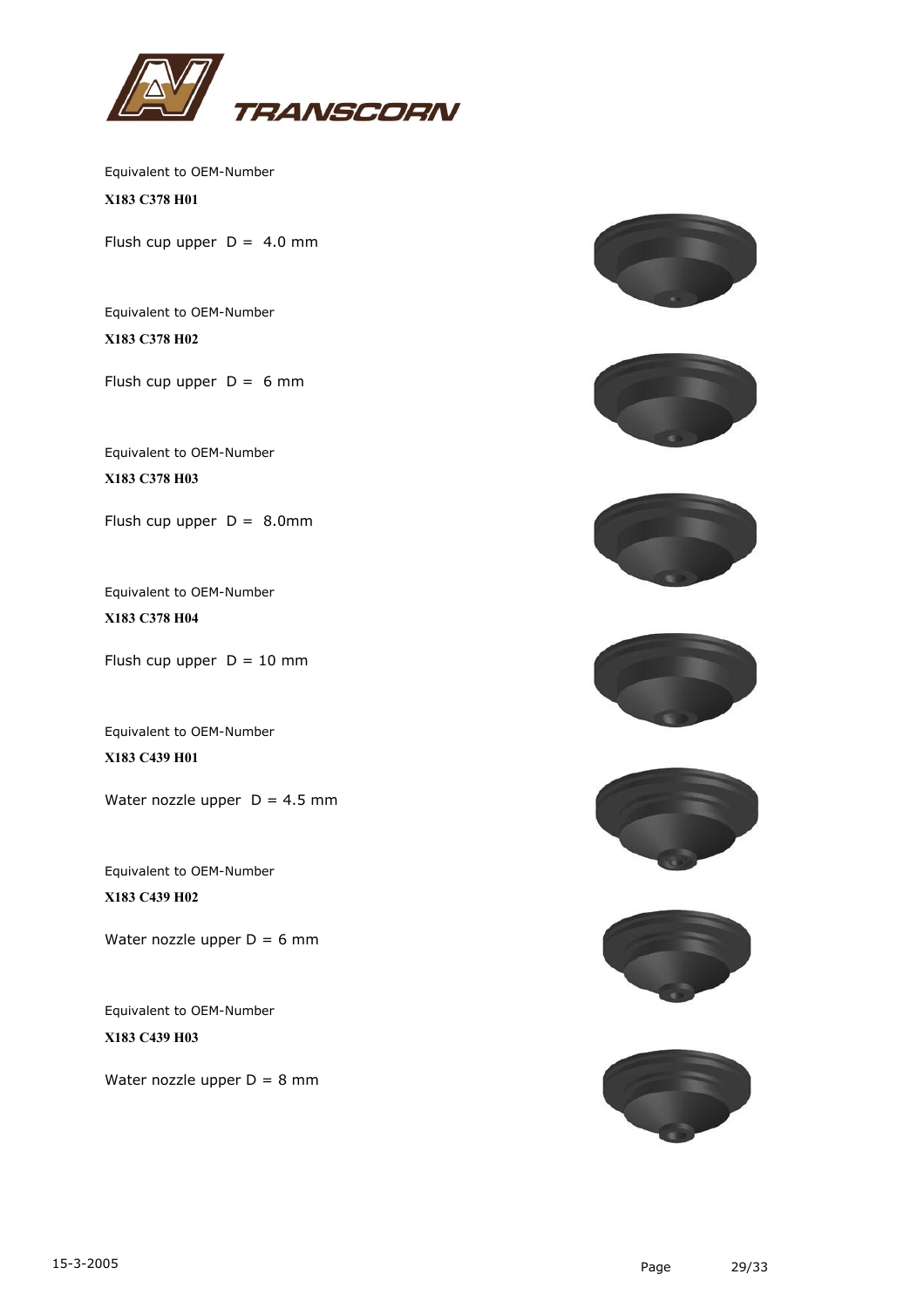Equivalent to OEM-Number

**X183 C378 H01**

Flush cup upper  D =  4.0 mm

Equivalent to OEM-Number

**X183 C378 H02**

Flush cup upper  D =  6 mm

Equivalent to OEM-Number

**X183 C378 H03**

Flush cup upper  D =  8.0mm

Equivalent to OEM-Number

**X183 C378 H04**

Flush cup upper  D = 10 mm

Equivalent to OEM-Number

**X183 C439 H01**

Water nozzle upper  D = 4.5 mm

Equivalent to OEM-Number

**X183 C439 H02**

Water nozzle upper D = 6 mm

Equivalent to OEM-Number

**X183 C439 H03**

Water nozzle upper D = 8 mm

15-3-2005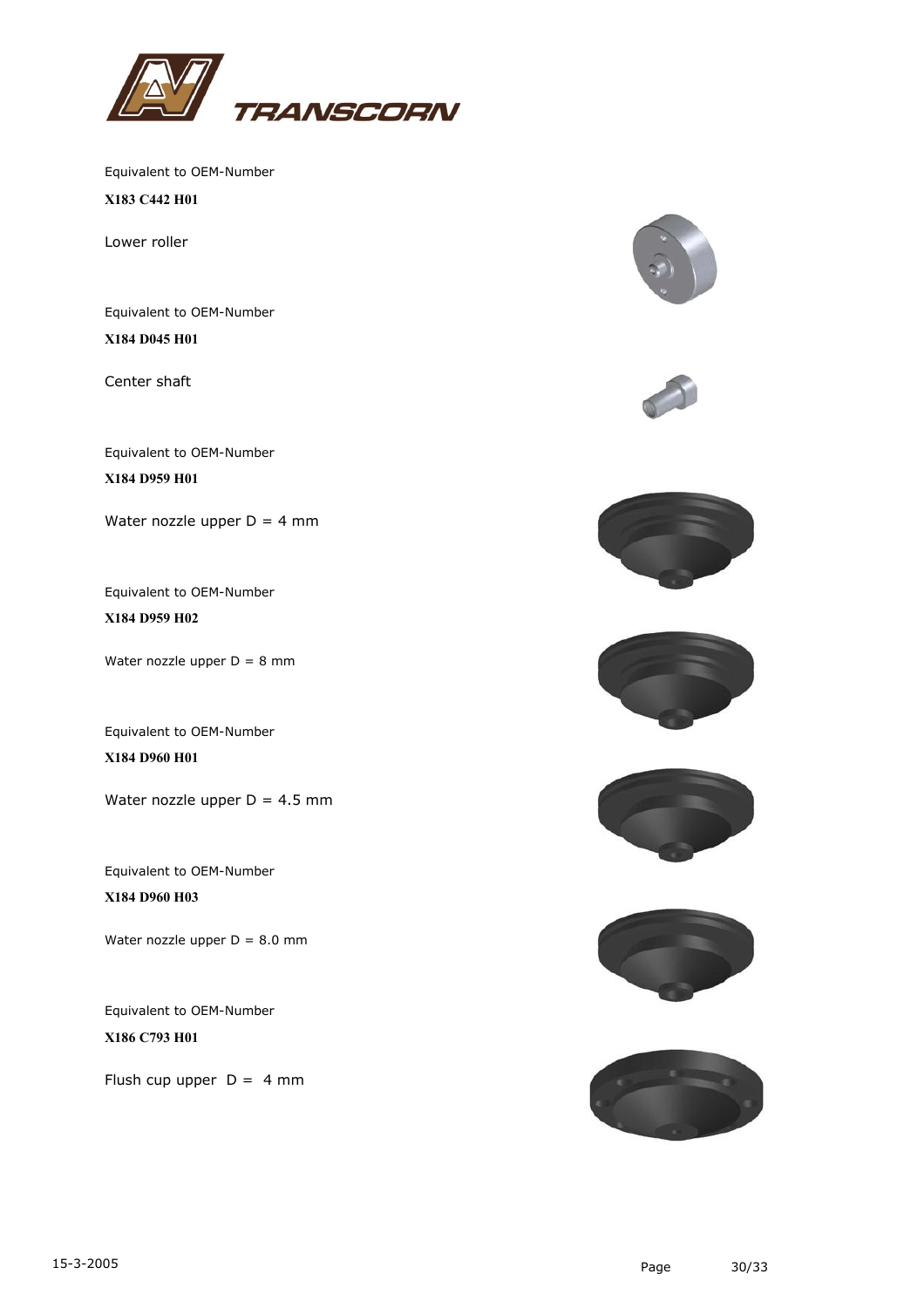Equivalent to OEM-Number

**X183 C442 H01**

Lower roller

Equivalent to OEM-Number

**X184 D045 H01**

Center shaft

Equivalent to OEM-Number

**X184 D959 H01**

Water nozzle upper D = 4 mm

Equivalent to OEM-Number

**X184 D959 H02**

Water nozzle upper D = 8 mm

Equivalent to OEM-Number

**X184 D960 H01**

Water nozzle upper D = 4.5 mm

Equivalent to OEM-Number

**X184 D960 H03**

Water nozzle upper D = 8.0 mm

Equivalent to OEM-Number

**X186 C793 H01**

Flush cup upper D = 4 mm

15-3-2005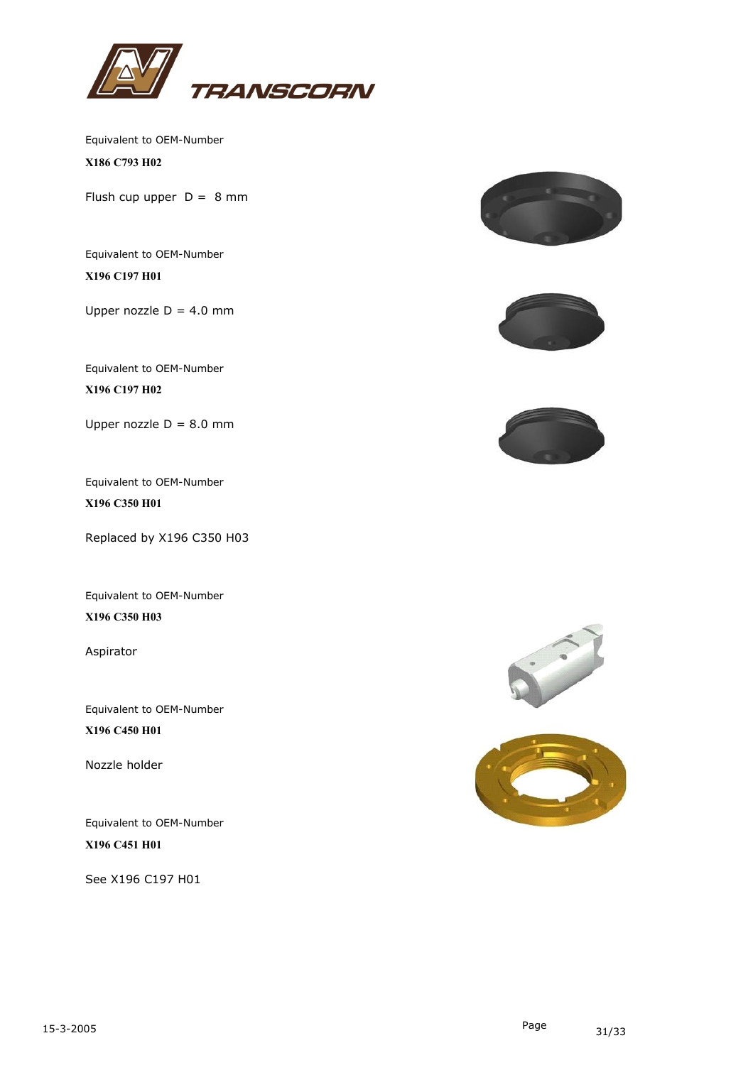Equivalent to OEM-Number

**X186 C793 H02**

Flush cup upper  D =  8 mm

Equivalent to OEM-Number

**X196 C197 H01**

Upper nozzle D = 4.0 mm

Equivalent to OEM-Number

**X196 C197 H02**

Upper nozzle D = 8.0 mm

Equivalent to OEM-Number

**X196 C350 H01**

Replaced by X196 C350 H03

Equivalent to OEM-Number

**X196 C350 H03**

Aspirator

Equivalent to OEM-Number

**X196 C450 H01**

Nozzle holder

Equivalent to OEM-Number

**X196 C451 H01**

See X196 C197 H01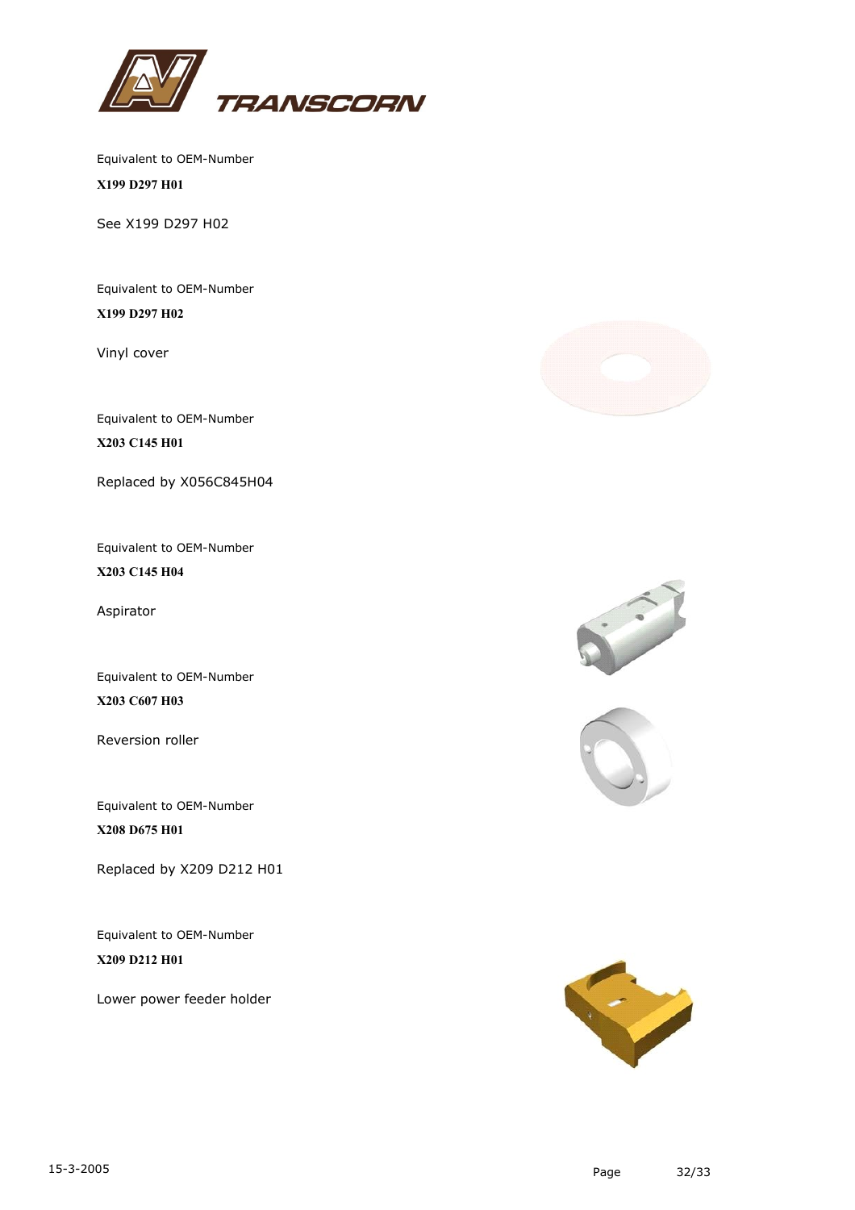Equivalent to OEM-Number

**X199 D297 H01**

See X199 D297 H02

Equivalent to OEM-Number

**X199 D297 H02**

Vinyl cover

Equivalent to OEM-Number

**X203 C145 H01**

Replaced by X056C845H04

Equivalent to OEM-Number

**X203 C145 H04**

Aspirator

Equivalent to OEM-Number

**X203 C607 H03**

Reversion roller

Equivalent to OEM-Number

**X208 D675 H01**

Replaced by X209 D212 H01

Equivalent to OEM-Number

**X209 D212 H01**

Lower power feeder holder

15-3-2005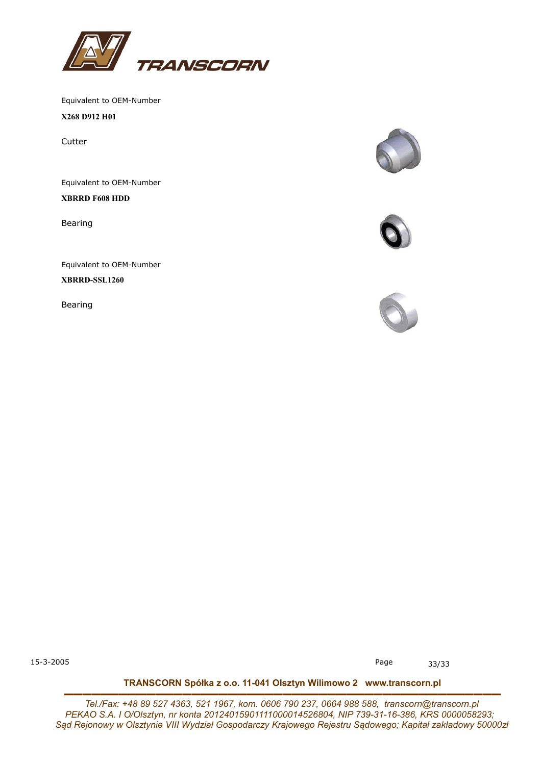Equivalent to OEM-Number

**X268 D912 H01**

Cutter

Equivalent to OEM-Number

**XBRRD F608 HDD**

Bearing

Equivalent to OEM-Number

**XBRRD-SSL1260**

Bearing